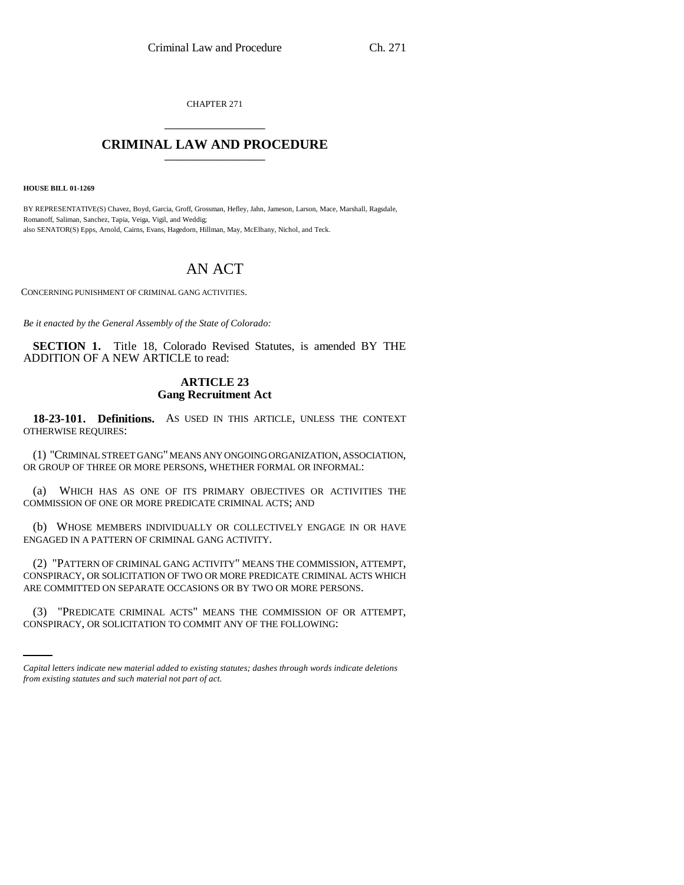CHAPTER 271

# CRIMINAL LAW AND PROCEDURE

**HOUSE BILL 01-1269**

BY REPRESENTATIVE(S) Chavez, Boyd, Garcia, Groff, Grossman, Hefley, Jahn, Jameson, Larson, Mace, Marshall, Ragsdale, Romanoff, Saliman, Sanchez, Tapia, Veiga, Vigil, and Weddig;
also SENATOR(S) Epps, Arnold, Cairns, Evans, Hagedorn, Hillman, May, McElhany, Nichol, and Teck.

# AN ACT

CONCERNING PUNISHMENT OF CRIMINAL GANG ACTIVITIES.

*Be it enacted by the General Assembly of the State of Colorado:*

**SECTION 1.** Title 18, Colorado Revised Statutes, is amended BY THE ADDITION OF A NEW ARTICLE to read:

## ARTICLE 23
## Gang Recruitment Act

**18-23-101. Definitions.** AS USED IN THIS ARTICLE, UNLESS THE CONTEXT OTHERWISE REQUIRES:

(1) "CRIMINAL STREET GANG" MEANS ANY ONGOING ORGANIZATION, ASSOCIATION, OR GROUP OF THREE OR MORE PERSONS, WHETHER FORMAL OR INFORMAL:

(a) WHICH HAS AS ONE OF ITS PRIMARY OBJECTIVES OR ACTIVITIES THE COMMISSION OF ONE OR MORE PREDICATE CRIMINAL ACTS; AND

(b) WHOSE MEMBERS INDIVIDUALLY OR COLLECTIVELY ENGAGE IN OR HAVE ENGAGED IN A PATTERN OF CRIMINAL GANG ACTIVITY.

(2) "PATTERN OF CRIMINAL GANG ACTIVITY" MEANS THE COMMISSION, ATTEMPT, CONSPIRACY, OR SOLICITATION OF TWO OR MORE PREDICATE CRIMINAL ACTS WHICH ARE COMMITTED ON SEPARATE OCCASIONS OR BY TWO OR MORE PERSONS.

(3) "PREDICATE CRIMINAL ACTS" MEANS THE COMMISSION OF OR ATTEMPT, CONSPIRACY, OR SOLICITATION TO COMMIT ANY OF THE FOLLOWING:

*Capital letters indicate new material added to existing statutes; dashes through words indicate deletions from existing statutes and such material not part of act.*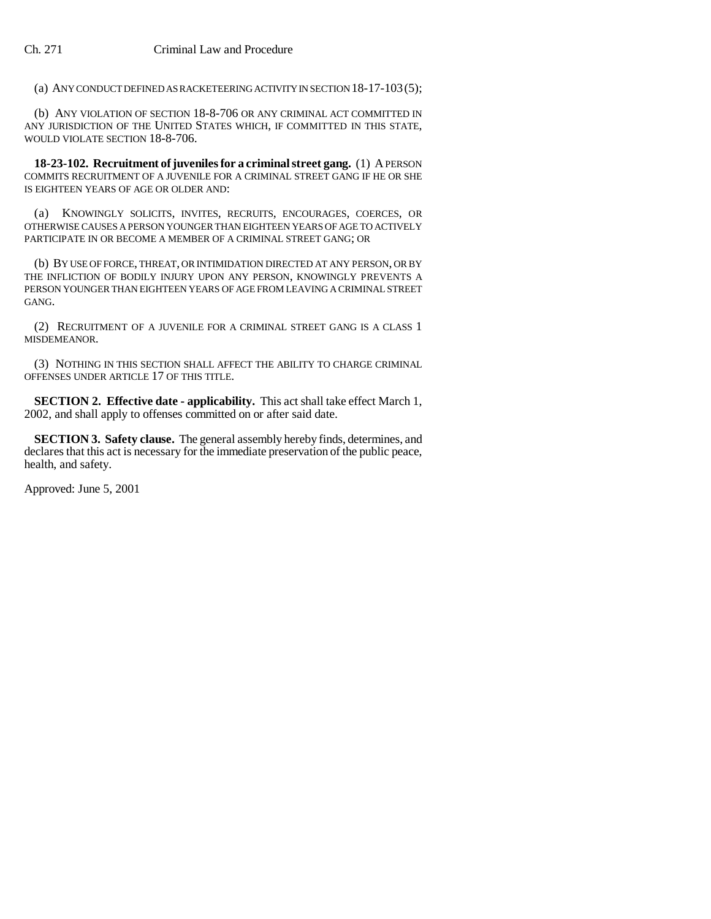(a) ANY CONDUCT DEFINED AS RACKETEERING ACTIVITY IN SECTION 18-17-103 (5);

(b) ANY VIOLATION OF SECTION 18-8-706 OR ANY CRIMINAL ACT COMMITTED IN ANY JURISDICTION OF THE UNITED STATES WHICH, IF COMMITTED IN THIS STATE, WOULD VIOLATE SECTION 18-8-706.

**18-23-102. Recruitment of juveniles for a criminal street gang.** (1) A PERSON COMMITS RECRUITMENT OF A JUVENILE FOR A CRIMINAL STREET GANG IF HE OR SHE IS EIGHTEEN YEARS OF AGE OR OLDER AND:

(a) KNOWINGLY SOLICITS, INVITES, RECRUITS, ENCOURAGES, COERCES, OR OTHERWISE CAUSES A PERSON YOUNGER THAN EIGHTEEN YEARS OF AGE TO ACTIVELY PARTICIPATE IN OR BECOME A MEMBER OF A CRIMINAL STREET GANG; OR

(b) BY USE OF FORCE, THREAT, OR INTIMIDATION DIRECTED AT ANY PERSON, OR BY THE INFLICTION OF BODILY INJURY UPON ANY PERSON, KNOWINGLY PREVENTS A PERSON YOUNGER THAN EIGHTEEN YEARS OF AGE FROM LEAVING A CRIMINAL STREET GANG.

(2) RECRUITMENT OF A JUVENILE FOR A CRIMINAL STREET GANG IS A CLASS 1 MISDEMEANOR.

(3) NOTHING IN THIS SECTION SHALL AFFECT THE ABILITY TO CHARGE CRIMINAL OFFENSES UNDER ARTICLE 17 OF THIS TITLE.

**SECTION 2. Effective date - applicability.** This act shall take effect March 1, 2002, and shall apply to offenses committed on or after said date.

**SECTION 3. Safety clause.** The general assembly hereby finds, determines, and declares that this act is necessary for the immediate preservation of the public peace, health, and safety.

Approved: June 5, 2001